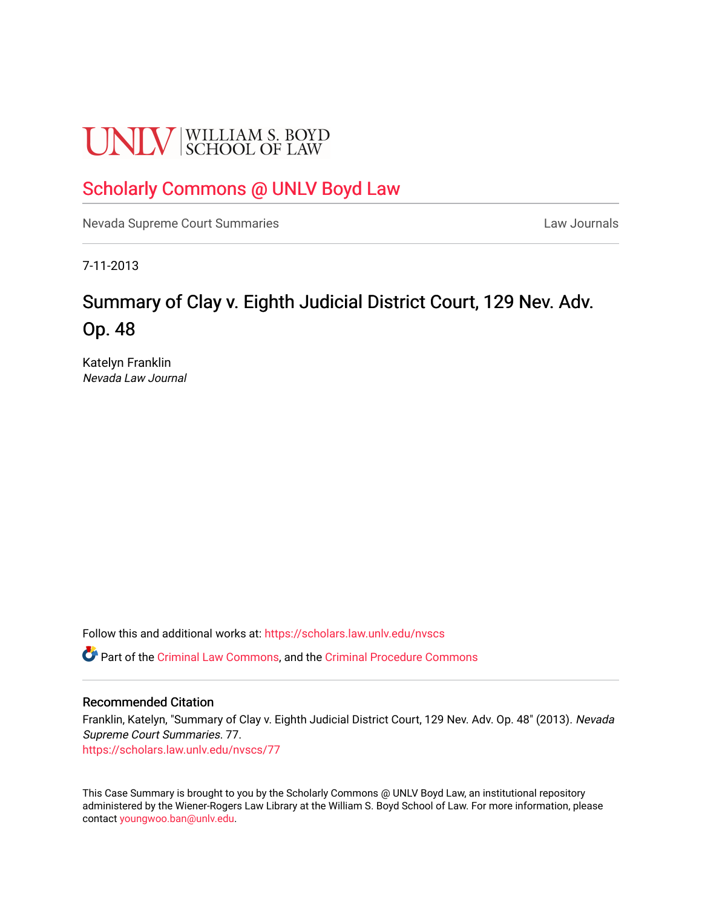UNLV | WILLIAM S. BOYD SCHOOL OF LAW

## Scholarly Commons @ UNLV Boyd Law

Nevada Supreme Court Summaries | Law Journals

7-11-2013

# Summary of Clay v. Eighth Judicial District Court, 129 Nev. Adv. Op. 48

Katelyn Franklin
*Nevada Law Journal*

Follow this and additional works at: https://scholars.law.unlv.edu/nvscs

Part of the Criminal Law Commons, and the Criminal Procedure Commons

### Recommended Citation

Franklin, Katelyn, "Summary of Clay v. Eighth Judicial District Court, 129 Nev. Adv. Op. 48" (2013). *Nevada Supreme Court Summaries*. 77.
https://scholars.law.unlv.edu/nvscs/77

This Case Summary is brought to you by the Scholarly Commons @ UNLV Boyd Law, an institutional repository administered by the Wiener-Rogers Law Library at the William S. Boyd School of Law. For more information, please contact youngwoo.ban@unlv.edu.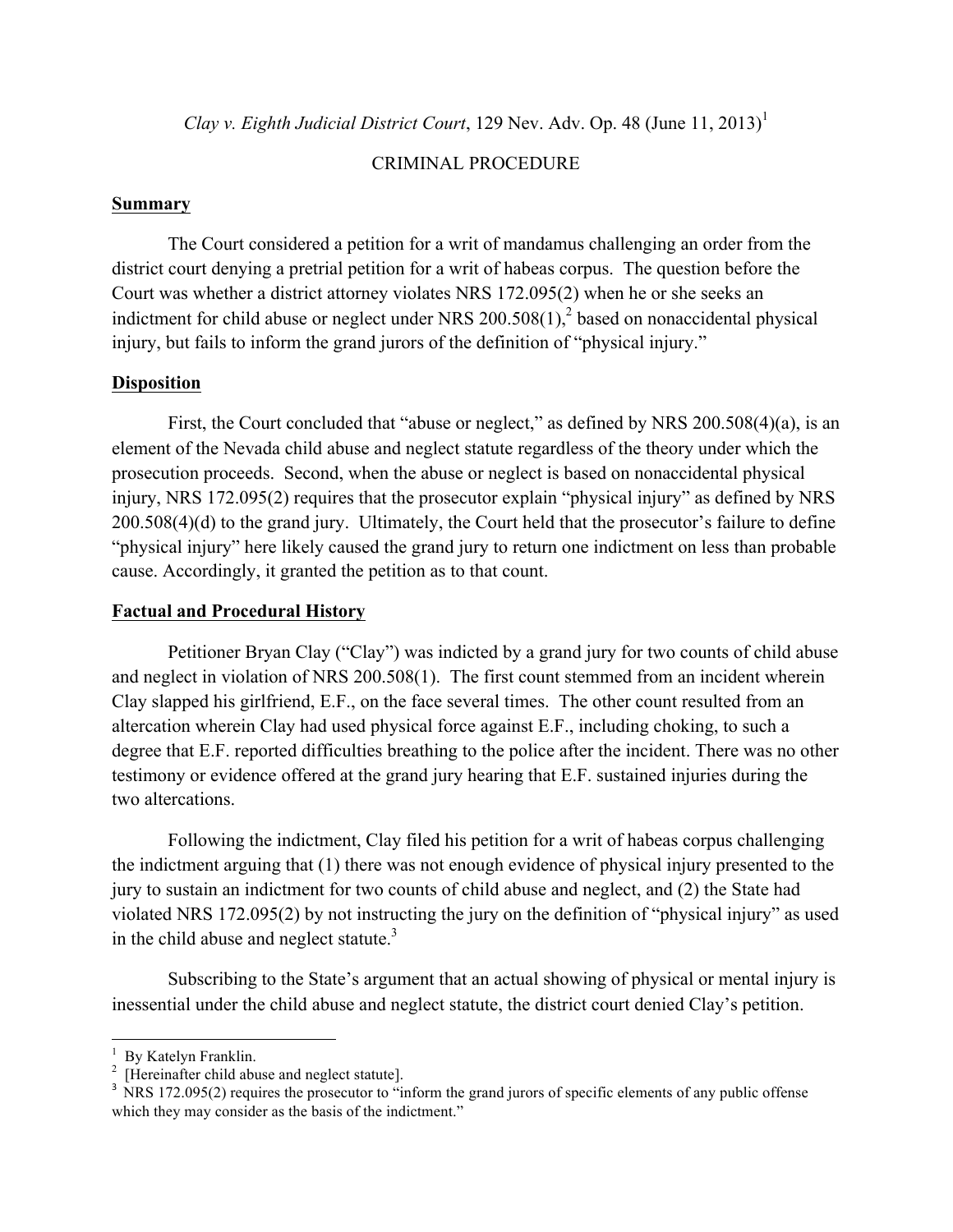*Clay v. Eighth Judicial District Court*, 129 Nev. Adv. Op. 48 (June 11, 2013)[1]

CRIMINAL PROCEDURE

**Summary**

The Court considered a petition for a writ of mandamus challenging an order from the district court denying a pretrial petition for a writ of habeas corpus. The question before the Court was whether a district attorney violates NRS 172.095(2) when he or she seeks an indictment for child abuse or neglect under NRS 200.508(1),[2] based on nonaccidental physical injury, but fails to inform the grand jurors of the definition of "physical injury."

**Disposition**

First, the Court concluded that "abuse or neglect," as defined by NRS 200.508(4)(a), is an element of the Nevada child abuse and neglect statute regardless of the theory under which the prosecution proceeds. Second, when the abuse or neglect is based on nonaccidental physical injury, NRS 172.095(2) requires that the prosecutor explain "physical injury" as defined by NRS 200.508(4)(d) to the grand jury. Ultimately, the Court held that the prosecutor's failure to define "physical injury" here likely caused the grand jury to return one indictment on less than probable cause. Accordingly, it granted the petition as to that count.

**Factual and Procedural History**

Petitioner Bryan Clay ("Clay") was indicted by a grand jury for two counts of child abuse and neglect in violation of NRS 200.508(1). The first count stemmed from an incident wherein Clay slapped his girlfriend, E.F., on the face several times. The other count resulted from an altercation wherein Clay had used physical force against E.F., including choking, to such a degree that E.F. reported difficulties breathing to the police after the incident. There was no other testimony or evidence offered at the grand jury hearing that E.F. sustained injuries during the two altercations.

Following the indictment, Clay filed his petition for a writ of habeas corpus challenging the indictment arguing that (1) there was not enough evidence of physical injury presented to the jury to sustain an indictment for two counts of child abuse and neglect, and (2) the State had violated NRS 172.095(2) by not instructing the jury on the definition of "physical injury" as used in the child abuse and neglect statute.[3]

Subscribing to the State's argument that an actual showing of physical or mental injury is inessential under the child abuse and neglect statute, the district court denied Clay's petition.

---

[1] By Katelyn Franklin.

[2] [Hereinafter child abuse and neglect statute].

[3] NRS 172.095(2) requires the prosecutor to "inform the grand jurors of specific elements of any public offense which they may consider as the basis of the indictment."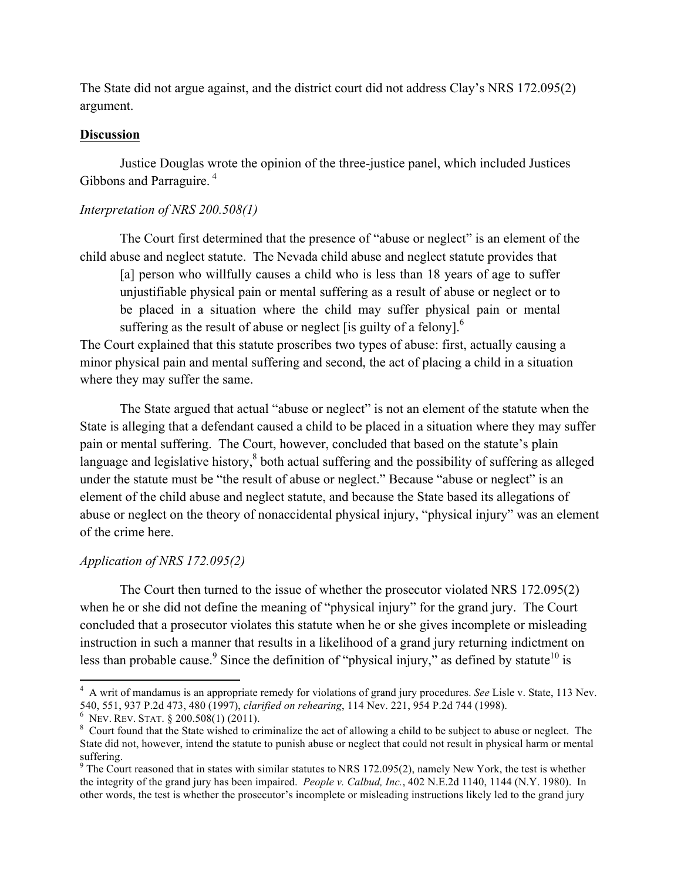The State did not argue against, and the district court did not address Clay's NRS 172.095(2) argument.

**Discussion**

Justice Douglas wrote the opinion of the three-justice panel, which included Justices Gibbons and Parraguire. [4]

*Interpretation of NRS 200.508(1)*

The Court first determined that the presence of "abuse or neglect" is an element of the child abuse and neglect statute. The Nevada child abuse and neglect statute provides that

> [a] person who willfully causes a child who is less than 18 years of age to suffer unjustifiable physical pain or mental suffering as a result of abuse or neglect or to be placed in a situation where the child may suffer physical pain or mental suffering as the result of abuse or neglect [is guilty of a felony].[6]

The Court explained that this statute proscribes two types of abuse: first, actually causing a minor physical pain and mental suffering and second, the act of placing a child in a situation where they may suffer the same.

The State argued that actual "abuse or neglect" is not an element of the statute when the State is alleging that a defendant caused a child to be placed in a situation where they may suffer pain or mental suffering. The Court, however, concluded that based on the statute's plain language and legislative history,[8] both actual suffering and the possibility of suffering as alleged under the statute must be "the result of abuse or neglect." Because "abuse or neglect" is an element of the child abuse and neglect statute, and because the State based its allegations of abuse or neglect on the theory of nonaccidental physical injury, "physical injury" was an element of the crime here.

*Application of NRS 172.095(2)*

The Court then turned to the issue of whether the prosecutor violated NRS 172.095(2) when he or she did not define the meaning of "physical injury" for the grand jury. The Court concluded that a prosecutor violates this statute when he or she gives incomplete or misleading instruction in such a manner that results in a likelihood of a grand jury returning indictment on less than probable cause.[9] Since the definition of "physical injury," as defined by statute[10] is

---

[4] A writ of mandamus is an appropriate remedy for violations of grand jury procedures. *See* Lisle v. State, 113 Nev. 540, 551, 937 P.2d 473, 480 (1997), *clarified on rehearing*, 114 Nev. 221, 954 P.2d 744 (1998).

[6] NEV. REV. STAT. § 200.508(1) (2011).

[8] Court found that the State wished to criminalize the act of allowing a child to be subject to abuse or neglect. The State did not, however, intend the statute to punish abuse or neglect that could not result in physical harm or mental suffering.

[9] The Court reasoned that in states with similar statutes to NRS 172.095(2), namely New York, the test is whether the integrity of the grand jury has been impaired. *People v. Calbud, Inc.*, 402 N.E.2d 1140, 1144 (N.Y. 1980). In other words, the test is whether the prosecutor's incomplete or misleading instructions likely led to the grand jury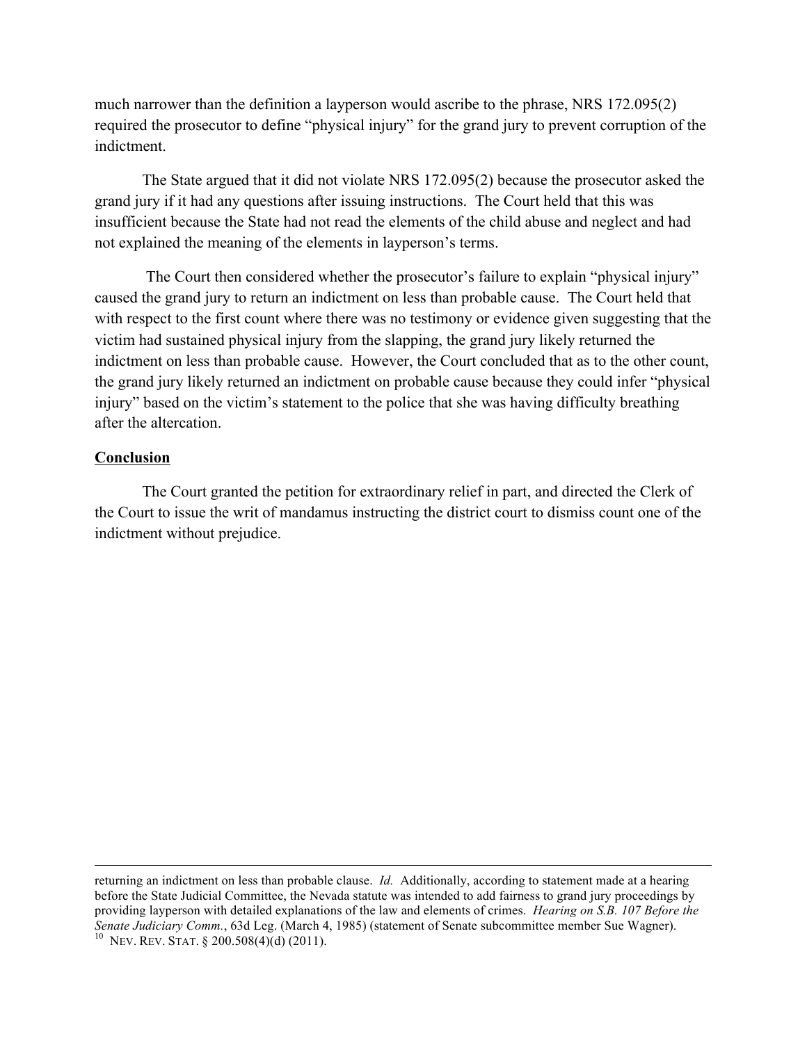much narrower than the definition a layperson would ascribe to the phrase, NRS 172.095(2) required the prosecutor to define "physical injury" for the grand jury to prevent corruption of the indictment.

The State argued that it did not violate NRS 172.095(2) because the prosecutor asked the grand jury if it had any questions after issuing instructions. The Court held that this was insufficient because the State had not read the elements of the child abuse and neglect and had not explained the meaning of the elements in layperson's terms.

The Court then considered whether the prosecutor's failure to explain "physical injury" caused the grand jury to return an indictment on less than probable cause. The Court held that with respect to the first count where there was no testimony or evidence given suggesting that the victim had sustained physical injury from the slapping, the grand jury likely returned the indictment on less than probable cause. However, the Court concluded that as to the other count, the grand jury likely returned an indictment on probable cause because they could infer "physical injury" based on the victim's statement to the police that she was having difficulty breathing after the altercation.

**Conclusion**

The Court granted the petition for extraordinary relief in part, and directed the Clerk of the Court to issue the writ of mandamus instructing the district court to dismiss count one of the indictment without prejudice.

---

returning an indictment on less than probable clause. *Id.* Additionally, according to statement made at a hearing before the State Judicial Committee, the Nevada statute was intended to add fairness to grand jury proceedings by providing layperson with detailed explanations of the law and elements of crimes. *Hearing on S.B. 107 Before the Senate Judiciary Comm.*, 63d Leg. (March 4, 1985) (statement of Senate subcommittee member Sue Wagner).

[10] NEV. REV. STAT. § 200.508(4)(d) (2011).